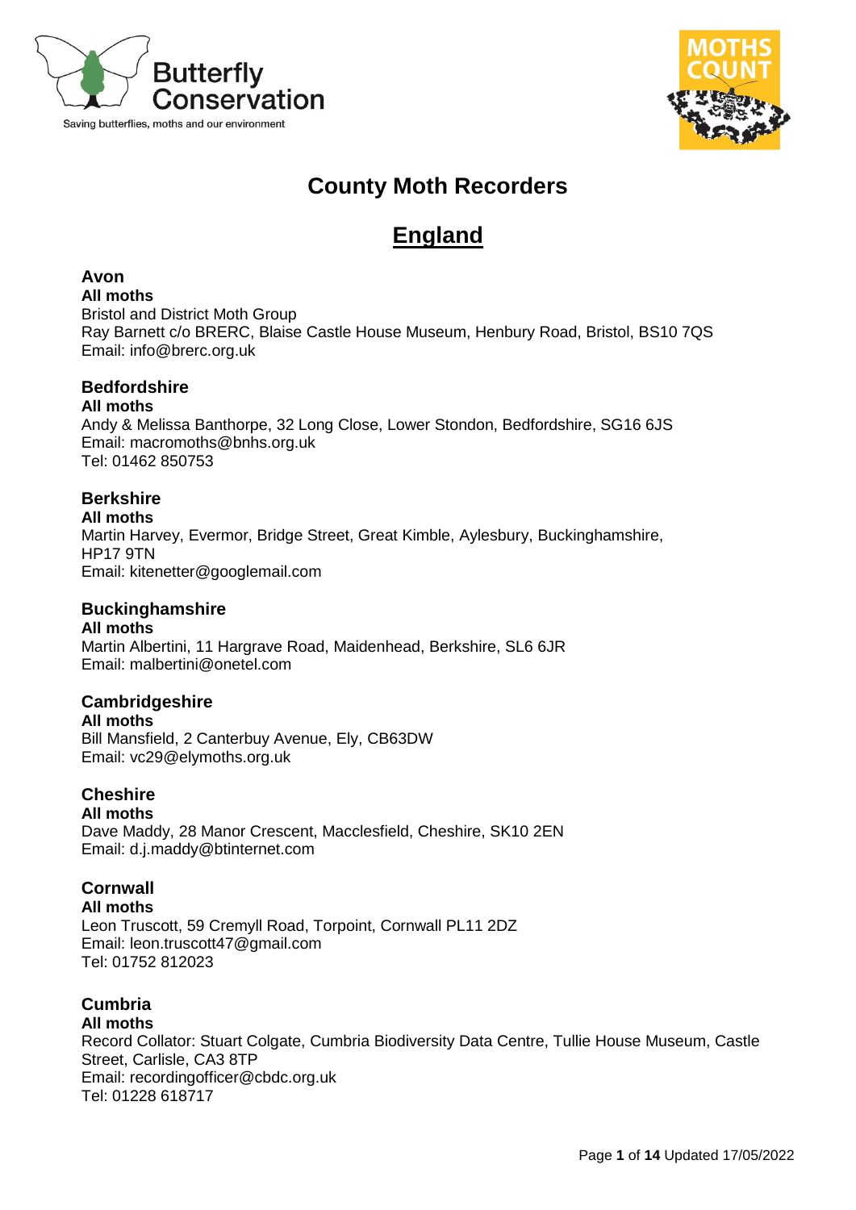# County Moth Recorders

## England

### Avon

**All moths**

Bristol and District Moth Group
Ray Barnett c/o BRERC, Blaise Castle House Museum, Henbury Road, Bristol, BS10 7QS
Email: info@brerc.org.uk

### Bedfordshire

**All moths**

Andy & Melissa Banthorpe, 32 Long Close, Lower Stondon, Bedfordshire, SG16 6JS
Email: macromoths@bnhs.org.uk
Tel: 01462 850753

### Berkshire

**All moths**

Martin Harvey, Evermor, Bridge Street, Great Kimble, Aylesbury, Buckinghamshire, HP17 9TN
Email: kitenetter@googlemail.com

### Buckinghamshire

**All moths**

Martin Albertini, 11 Hargrave Road, Maidenhead, Berkshire, SL6 6JR
Email: malbertini@onetel.com

### Cambridgeshire

**All moths**

Bill Mansfield, 2 Canterbuy Avenue, Ely, CB63DW
Email: vc29@elymoths.org.uk

### Cheshire

**All moths**

Dave Maddy, 28 Manor Crescent, Macclesfield, Cheshire, SK10 2EN
Email: d.j.maddy@btinternet.com

### Cornwall

**All moths**

Leon Truscott, 59 Cremyll Road, Torpoint, Cornwall PL11 2DZ
Email: leon.truscott47@gmail.com
Tel: 01752 812023

### Cumbria

**All moths**

Record Collator: Stuart Colgate, Cumbria Biodiversity Data Centre, Tullie House Museum, Castle Street, Carlisle, CA3 8TP
Email: recordingofficer@cbdc.org.uk
Tel: 01228 618717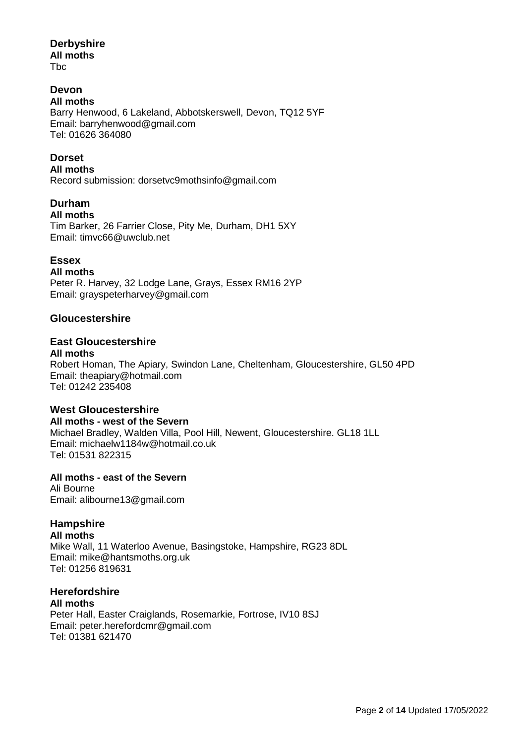## Derbyshire

**All moths**
Tbc

## Devon

**All moths**
Barry Henwood, 6 Lakeland, Abbotskerswell, Devon, TQ12 5YF
Email: barryhenwood@gmail.com
Tel: 01626 364080

## Dorset

**All moths**
Record submission: dorsetvc9mothsinfo@gmail.com

## Durham

**All moths**
Tim Barker, 26 Farrier Close, Pity Me, Durham, DH1 5XY
Email: timvc66@uwclub.net

## Essex

**All moths**
Peter R. Harvey, 32 Lodge Lane, Grays, Essex RM16 2YP
Email: grayspeterharvey@gmail.com

## Gloucestershire

### East Gloucestershire

**All moths**
Robert Homan, The Apiary, Swindon Lane, Cheltenham, Gloucestershire, GL50 4PD
Email: theapiary@hotmail.com
Tel: 01242 235408

### West Gloucestershire

**All moths - west of the Severn**
Michael Bradley, Walden Villa, Pool Hill, Newent, Gloucestershire. GL18 1LL
Email: michaelw1184w@hotmail.co.uk
Tel: 01531 822315

**All moths - east of the Severn**
Ali Bourne
Email: alibourne13@gmail.com

## Hampshire

**All moths**
Mike Wall, 11 Waterloo Avenue, Basingstoke, Hampshire, RG23 8DL
Email: mike@hantsmoths.org.uk
Tel: 01256 819631

## Herefordshire

**All moths**
Peter Hall, Easter Craiglands, Rosemarkie, Fortrose, IV10 8SJ
Email: peter.herefordcmr@gmail.com
Tel: 01381 621470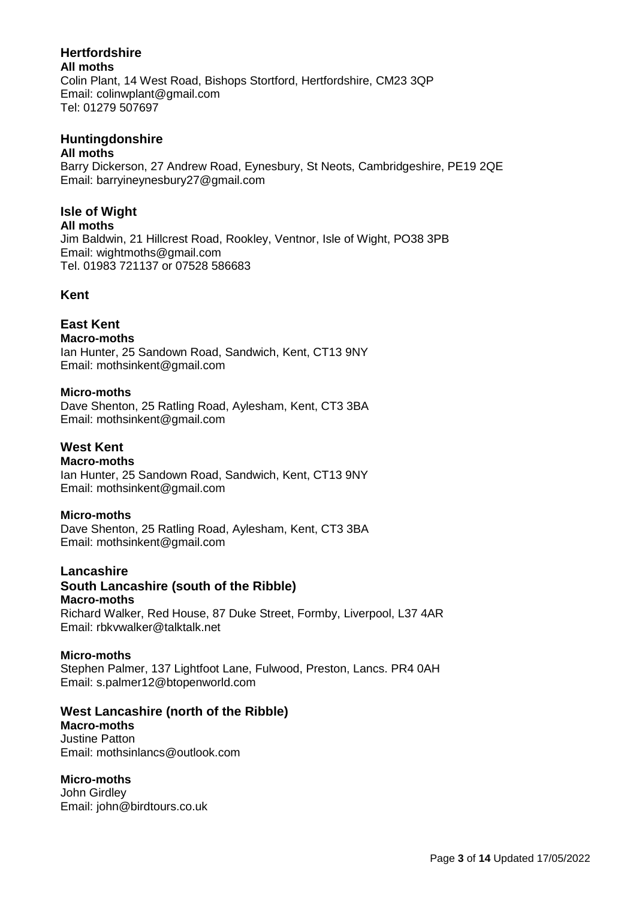## Hertfordshire

**All moths**
Colin Plant, 14 West Road, Bishops Stortford, Hertfordshire, CM23 3QP
Email: colinwplant@gmail.com
Tel: 01279 507697

## Huntingdonshire

**All moths**
Barry Dickerson, 27 Andrew Road, Eynesbury, St Neots, Cambridgeshire, PE19 2QE
Email: barryineynesbury27@gmail.com

## Isle of Wight

**All moths**
Jim Baldwin, 21 Hillcrest Road, Rookley, Ventnor, Isle of Wight, PO38 3PB
Email: wightmoths@gmail.com
Tel. 01983 721137 or 07528 586683

## Kent

### East Kent

**Macro-moths**
Ian Hunter, 25 Sandown Road, Sandwich, Kent, CT13 9NY
Email: mothsinkent@gmail.com

**Micro-moths**
Dave Shenton, 25 Ratling Road, Aylesham, Kent, CT3 3BA
Email: mothsinkent@gmail.com

### West Kent

**Macro-moths**
Ian Hunter, 25 Sandown Road, Sandwich, Kent, CT13 9NY
Email: mothsinkent@gmail.com

**Micro-moths**
Dave Shenton, 25 Ratling Road, Aylesham, Kent, CT3 3BA
Email: mothsinkent@gmail.com

## Lancashire

### South Lancashire (south of the Ribble)

**Macro-moths**
Richard Walker, Red House, 87 Duke Street, Formby, Liverpool, L37 4AR
Email: rbkvwalker@talktalk.net

**Micro-moths**
Stephen Palmer, 137 Lightfoot Lane, Fulwood, Preston, Lancs. PR4 0AH
Email: s.palmer12@btopenworld.com

### West Lancashire (north of the Ribble)

**Macro-moths**
Justine Patton
Email: mothsinlancs@outlook.com

**Micro-moths**
John Girdley
Email: john@birdtours.co.uk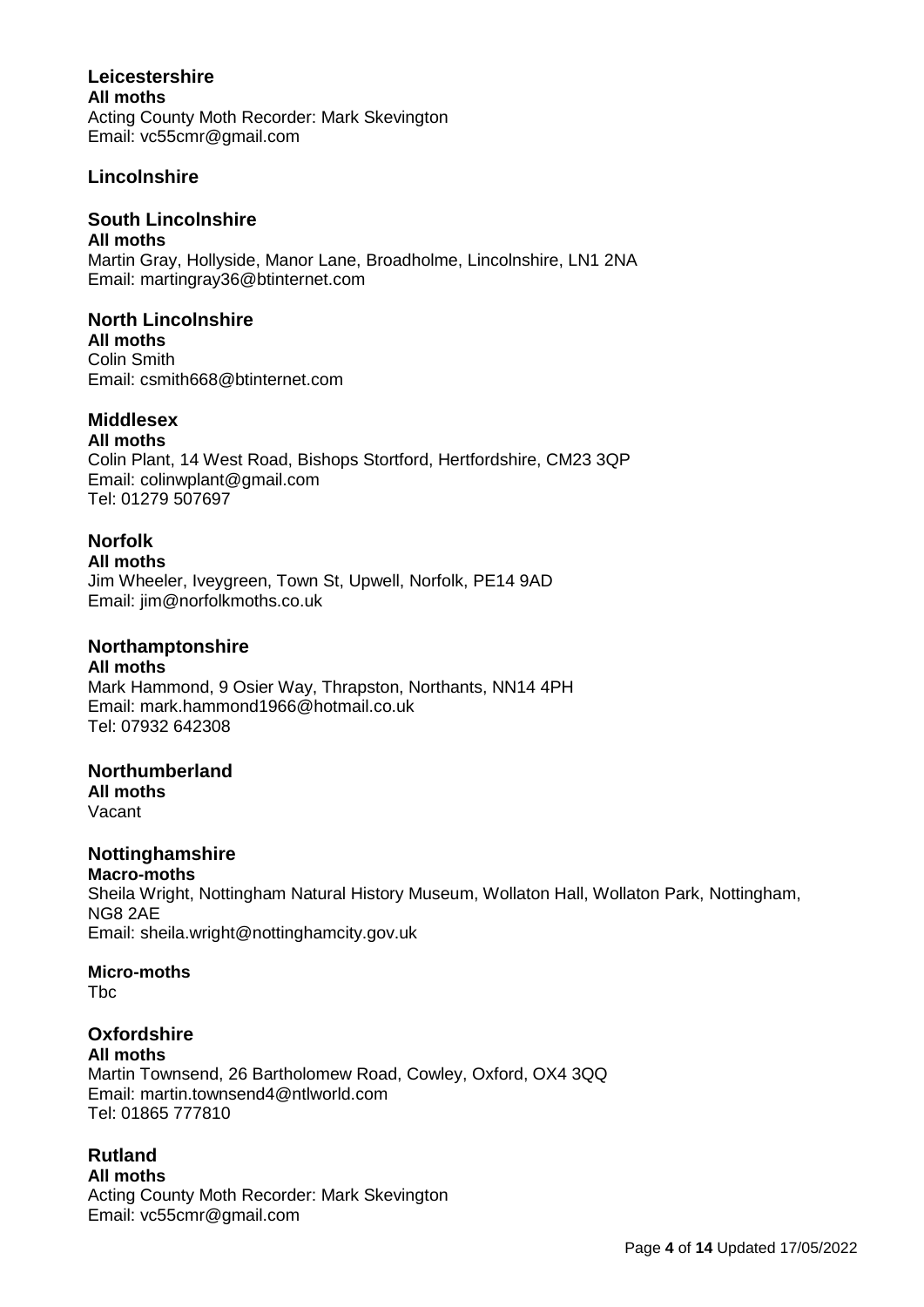## Leicestershire

**All moths**
Acting County Moth Recorder: Mark Skevington
Email: vc55cmr@gmail.com

## Lincolnshire

## South Lincolnshire

**All moths**
Martin Gray, Hollyside, Manor Lane, Broadholme, Lincolnshire, LN1 2NA
Email: martingray36@btinternet.com

## North Lincolnshire

**All moths**
Colin Smith
Email: csmith668@btinternet.com

## Middlesex

**All moths**
Colin Plant, 14 West Road, Bishops Stortford, Hertfordshire, CM23 3QP
Email: colinwplant@gmail.com
Tel: 01279 507697

## Norfolk

**All moths**
Jim Wheeler, Iveygreen, Town St, Upwell, Norfolk, PE14 9AD
Email: jim@norfolkmoths.co.uk

## Northamptonshire

**All moths**
Mark Hammond, 9 Osier Way, Thrapston, Northants, NN14 4PH
Email: mark.hammond1966@hotmail.co.uk
Tel: 07932 642308

## Northumberland

**All moths**
Vacant

## Nottinghamshire

**Macro-moths**
Sheila Wright, Nottingham Natural History Museum, Wollaton Hall, Wollaton Park, Nottingham, NG8 2AE
Email: sheila.wright@nottinghamcity.gov.uk

**Micro-moths**
Tbc

## Oxfordshire

**All moths**
Martin Townsend, 26 Bartholomew Road, Cowley, Oxford, OX4 3QQ
Email: martin.townsend4@ntlworld.com
Tel: 01865 777810

## Rutland

**All moths**
Acting County Moth Recorder: Mark Skevington
Email: vc55cmr@gmail.com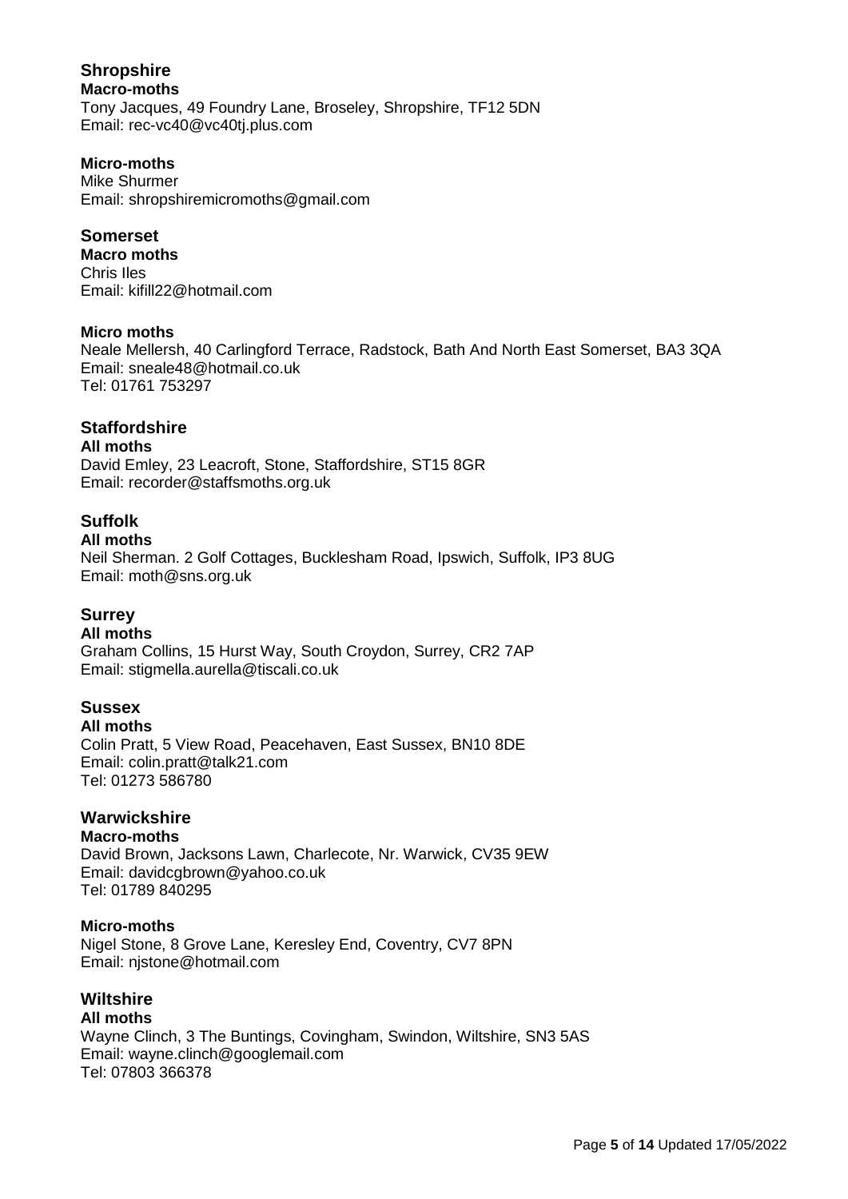## Shropshire

**Macro-moths**

Tony Jacques, 49 Foundry Lane, Broseley, Shropshire, TF12 5DN
Email: rec-vc40@vc40tj.plus.com

**Micro-moths**

Mike Shurmer
Email: shropshiremicromoths@gmail.com

## Somerset

**Macro moths**

Chris Iles
Email: kifill22@hotmail.com

**Micro moths**

Neale Mellersh, 40 Carlingford Terrace, Radstock, Bath And North East Somerset, BA3 3QA
Email: sneale48@hotmail.co.uk
Tel: 01761 753297

## Staffordshire

**All moths**

David Emley, 23 Leacroft, Stone, Staffordshire, ST15 8GR
Email: recorder@staffsmoths.org.uk

## Suffolk

**All moths**

Neil Sherman. 2 Golf Cottages, Bucklesham Road, Ipswich, Suffolk, IP3 8UG
Email: moth@sns.org.uk

## Surrey

**All moths**

Graham Collins, 15 Hurst Way, South Croydon, Surrey, CR2 7AP
Email: stigmella.aurella@tiscali.co.uk

## Sussex

**All moths**

Colin Pratt, 5 View Road, Peacehaven, East Sussex, BN10 8DE
Email: colin.pratt@talk21.com
Tel: 01273 586780

## Warwickshire

**Macro-moths**

David Brown, Jacksons Lawn, Charlecote, Nr. Warwick, CV35 9EW
Email: davidcgbrown@yahoo.co.uk
Tel: 01789 840295

**Micro-moths**

Nigel Stone, 8 Grove Lane, Keresley End, Coventry, CV7 8PN
Email: njstone@hotmail.com

## Wiltshire

**All moths**

Wayne Clinch, 3 The Buntings, Covingham, Swindon, Wiltshire, SN3 5AS
Email: wayne.clinch@googlemail.com
Tel: 07803 366378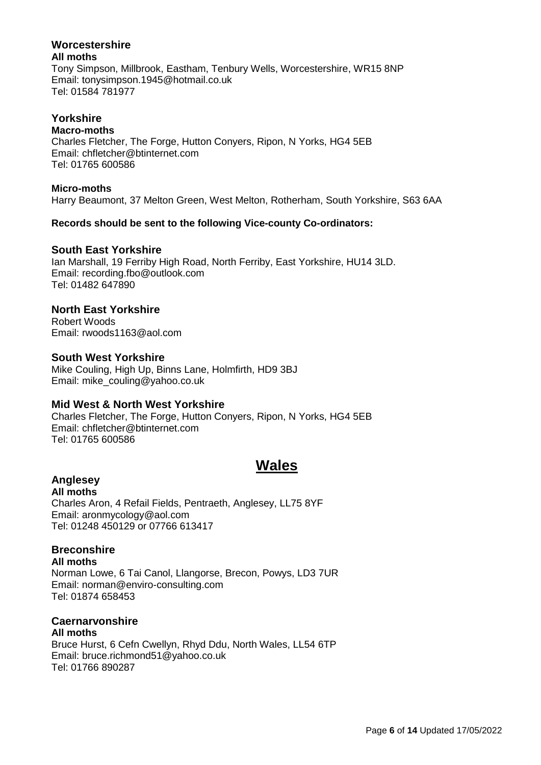### Worcestershire

**All moths**
Tony Simpson, Millbrook, Eastham, Tenbury Wells, Worcestershire, WR15 8NP
Email: tonysimpson.1945@hotmail.co.uk
Tel: 01584 781977

### Yorkshire

**Macro-moths**
Charles Fletcher, The Forge, Hutton Conyers, Ripon, N Yorks, HG4 5EB
Email: chfletcher@btinternet.com
Tel: 01765 600586

**Micro-moths**
Harry Beaumont, 37 Melton Green, West Melton, Rotherham, South Yorkshire, S63 6AA

**Records should be sent to the following Vice-county Co-ordinators:**

### South East Yorkshire

Ian Marshall, 19 Ferriby High Road, North Ferriby, East Yorkshire, HU14 3LD.
Email: recording.fbo@outlook.com
Tel: 01482 647890

### North East Yorkshire

Robert Woods
Email: rwoods1163@aol.com

### South West Yorkshire

Mike Couling, High Up, Binns Lane, Holmfirth, HD9 3BJ
Email: mike_couling@yahoo.co.uk

### Mid West & North West Yorkshire

Charles Fletcher, The Forge, Hutton Conyers, Ripon, N Yorks, HG4 5EB
Email: chfletcher@btinternet.com
Tel: 01765 600586

## Wales

### Anglesey

**All moths**
Charles Aron, 4 Refail Fields, Pentraeth, Anglesey, LL75 8YF
Email: aronmycology@aol.com
Tel: 01248 450129 or 07766 613417

### Breconshire

**All moths**
Norman Lowe, 6 Tai Canol, Llangorse, Brecon, Powys, LD3 7UR
Email: norman@enviro-consulting.com
Tel: 01874 658453

### Caernarvonshire

**All moths**
Bruce Hurst, 6 Cefn Cwellyn, Rhyd Ddu, North Wales, LL54 6TP
Email: bruce.richmond51@yahoo.co.uk
Tel: 01766 890287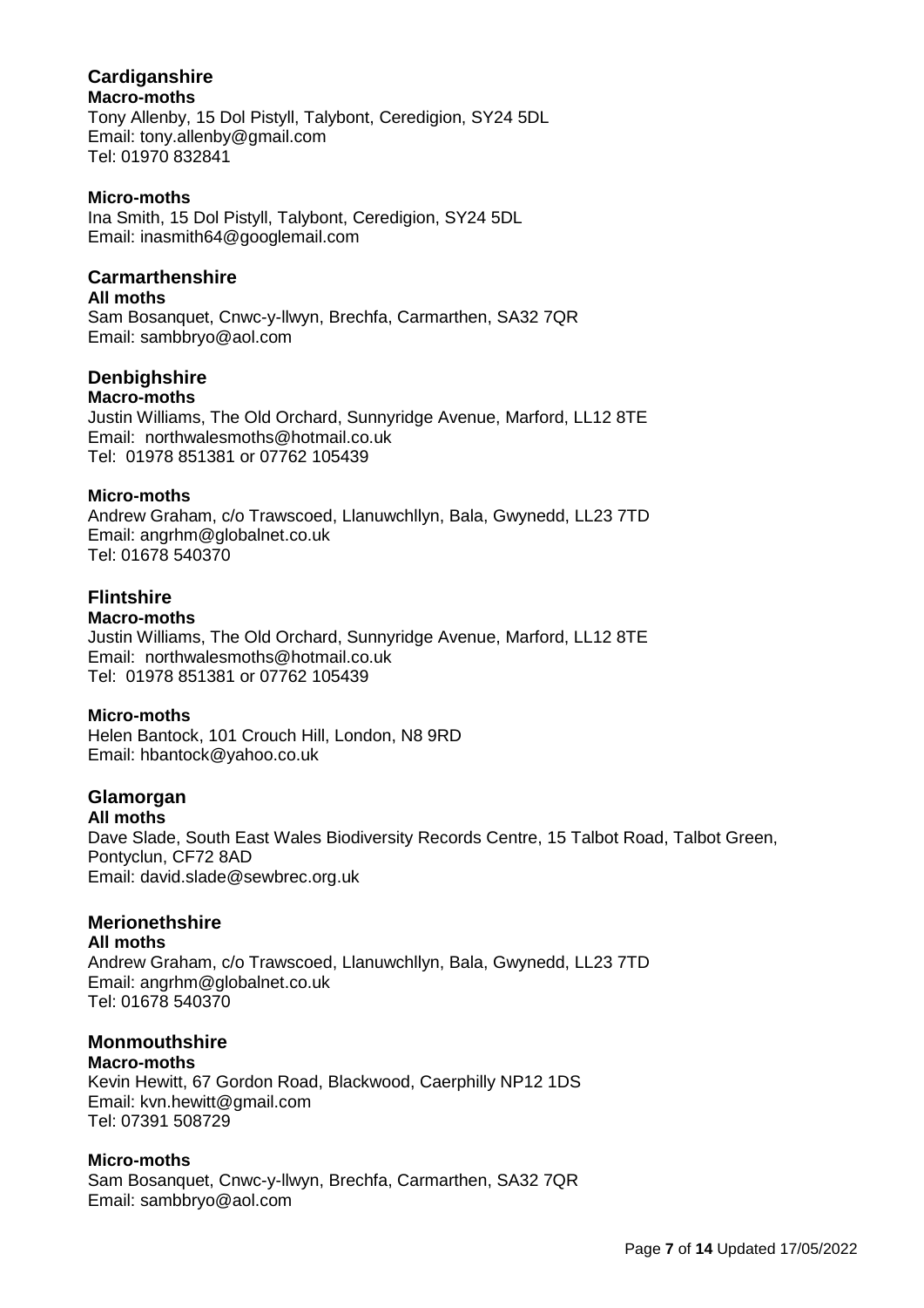## Cardiganshire

**Macro-moths**

Tony Allenby, 15 Dol Pistyll, Talybont, Ceredigion, SY24 5DL
Email: tony.allenby@gmail.com
Tel: 01970 832841

**Micro-moths**

Ina Smith, 15 Dol Pistyll, Talybont, Ceredigion, SY24 5DL
Email: inasmith64@googlemail.com

## Carmarthenshire

**All moths**

Sam Bosanquet, Cnwc-y-llwyn, Brechfa, Carmarthen, SA32 7QR
Email: sambbryo@aol.com

## Denbighshire

**Macro-moths**

Justin Williams, The Old Orchard, Sunnyridge Avenue, Marford, LL12 8TE
Email: northwalesmoths@hotmail.co.uk
Tel: 01978 851381 or 07762 105439

**Micro-moths**

Andrew Graham, c/o Trawscoed, Llanuwchllyn, Bala, Gwynedd, LL23 7TD
Email: angrhm@globalnet.co.uk
Tel: 01678 540370

## Flintshire

**Macro-moths**

Justin Williams, The Old Orchard, Sunnyridge Avenue, Marford, LL12 8TE
Email: northwalesmoths@hotmail.co.uk
Tel: 01978 851381 or 07762 105439

**Micro-moths**

Helen Bantock, 101 Crouch Hill, London, N8 9RD
Email: hbantock@yahoo.co.uk

## Glamorgan

**All moths**

Dave Slade, South East Wales Biodiversity Records Centre, 15 Talbot Road, Talbot Green, Pontyclun, CF72 8AD
Email: david.slade@sewbrec.org.uk

## Merionethshire

**All moths**

Andrew Graham, c/o Trawscoed, Llanuwchllyn, Bala, Gwynedd, LL23 7TD
Email: angrhm@globalnet.co.uk
Tel: 01678 540370

## Monmouthshire

**Macro-moths**

Kevin Hewitt, 67 Gordon Road, Blackwood, Caerphilly NP12 1DS
Email: kvn.hewitt@gmail.com
Tel: 07391 508729

**Micro-moths**

Sam Bosanquet, Cnwc-y-llwyn, Brechfa, Carmarthen, SA32 7QR
Email: sambbryo@aol.com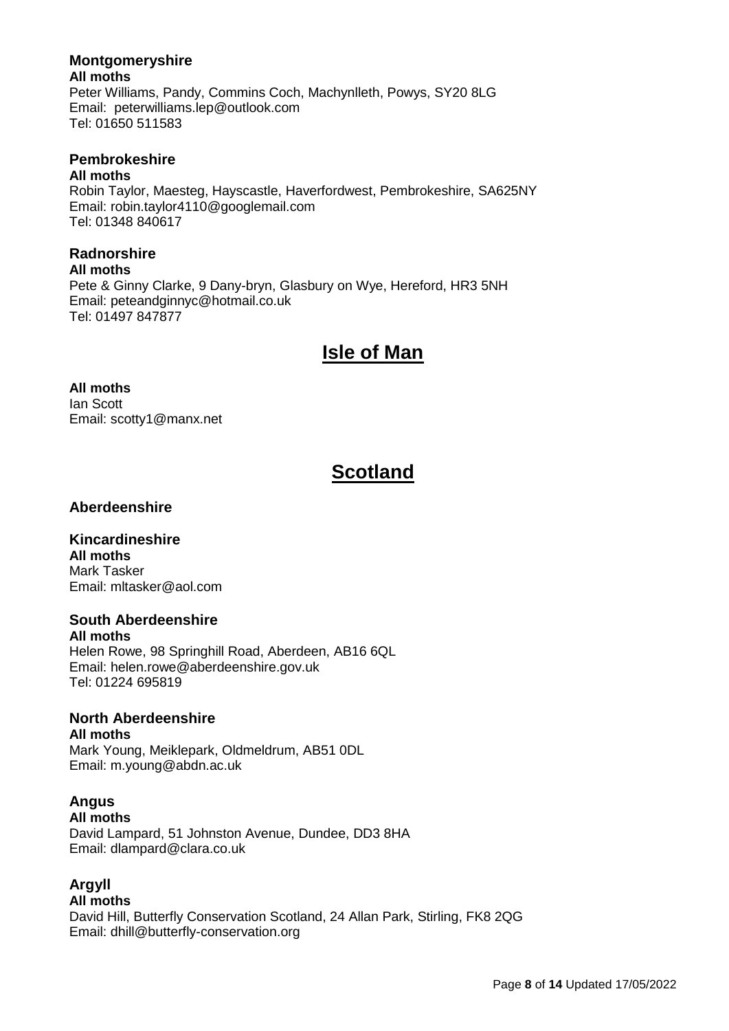### Montgomeryshire

**All moths**
Peter Williams, Pandy, Commins Coch, Machynlleth, Powys, SY20 8LG
Email: peterwilliams.lep@outlook.com
Tel: 01650 511583

### Pembrokeshire

**All moths**
Robin Taylor, Maesteg, Hayscastle, Haverfordwest, Pembrokeshire, SA625NY
Email: robin.taylor4110@googlemail.com
Tel: 01348 840617

### Radnorshire

**All moths**
Pete & Ginny Clarke, 9 Dany-bryn, Glasbury on Wye, Hereford, HR3 5NH
Email: peteandginnyc@hotmail.co.uk
Tel: 01497 847877

## Isle of Man

**All moths**
Ian Scott
Email: scotty1@manx.net

## Scotland

### Aberdeenshire

### Kincardineshire

**All moths**
Mark Tasker
Email: mltasker@aol.com

### South Aberdeenshire

**All moths**
Helen Rowe, 98 Springhill Road, Aberdeen, AB16 6QL
Email: helen.rowe@aberdeenshire.gov.uk
Tel: 01224 695819

### North Aberdeenshire

**All moths**
Mark Young, Meiklepark, Oldmeldrum, AB51 0DL
Email: m.young@abdn.ac.uk

### Angus

**All moths**
David Lampard, 51 Johnston Avenue, Dundee, DD3 8HA
Email: dlampard@clara.co.uk

### Argyll

**All moths**
David Hill, Butterfly Conservation Scotland, 24 Allan Park, Stirling, FK8 2QG
Email: dhill@butterfly-conservation.org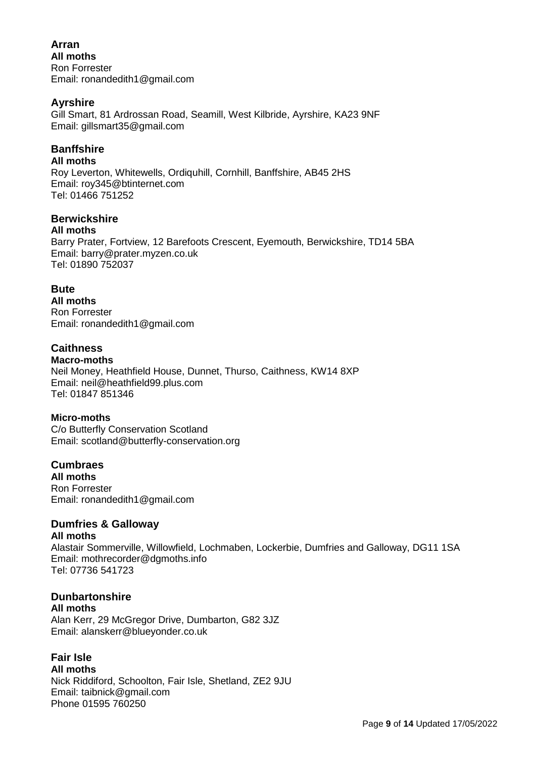## Arran

**All moths**
Ron Forrester
Email: ronandedith1@gmail.com

## Ayrshire

Gill Smart, 81 Ardrossan Road, Seamill, West Kilbride, Ayrshire, KA23 9NF
Email: gillsmart35@gmail.com

## Banffshire

**All moths**
Roy Leverton, Whitewells, Ordiquhill, Cornhill, Banffshire, AB45 2HS
Email: roy345@btinternet.com
Tel: 01466 751252

## Berwickshire

**All moths**
Barry Prater, Fortview, 12 Barefoots Crescent, Eyemouth, Berwickshire, TD14 5BA
Email: barry@prater.myzen.co.uk
Tel: 01890 752037

## Bute

**All moths**
Ron Forrester
Email: ronandedith1@gmail.com

## Caithness

**Macro-moths**
Neil Money, Heathfield House, Dunnet, Thurso, Caithness, KW14 8XP
Email: neil@heathfield99.plus.com
Tel: 01847 851346

**Micro-moths**
C/o Butterfly Conservation Scotland
Email: scotland@butterfly-conservation.org

## Cumbraes

**All moths**
Ron Forrester
Email: ronandedith1@gmail.com

## Dumfries & Galloway

**All moths**
Alastair Sommerville, Willowfield, Lochmaben, Lockerbie, Dumfries and Galloway, DG11 1SA
Email: mothrecorder@dgmoths.info
Tel: 07736 541723

## Dunbartonshire

**All moths**
Alan Kerr, 29 McGregor Drive, Dumbarton, G82 3JZ
Email: alanskerr@blueyonder.co.uk

## Fair Isle

**All moths**
Nick Riddiford, Schoolton, Fair Isle, Shetland, ZE2 9JU
Email: taibnick@gmail.com
Phone 01595 760250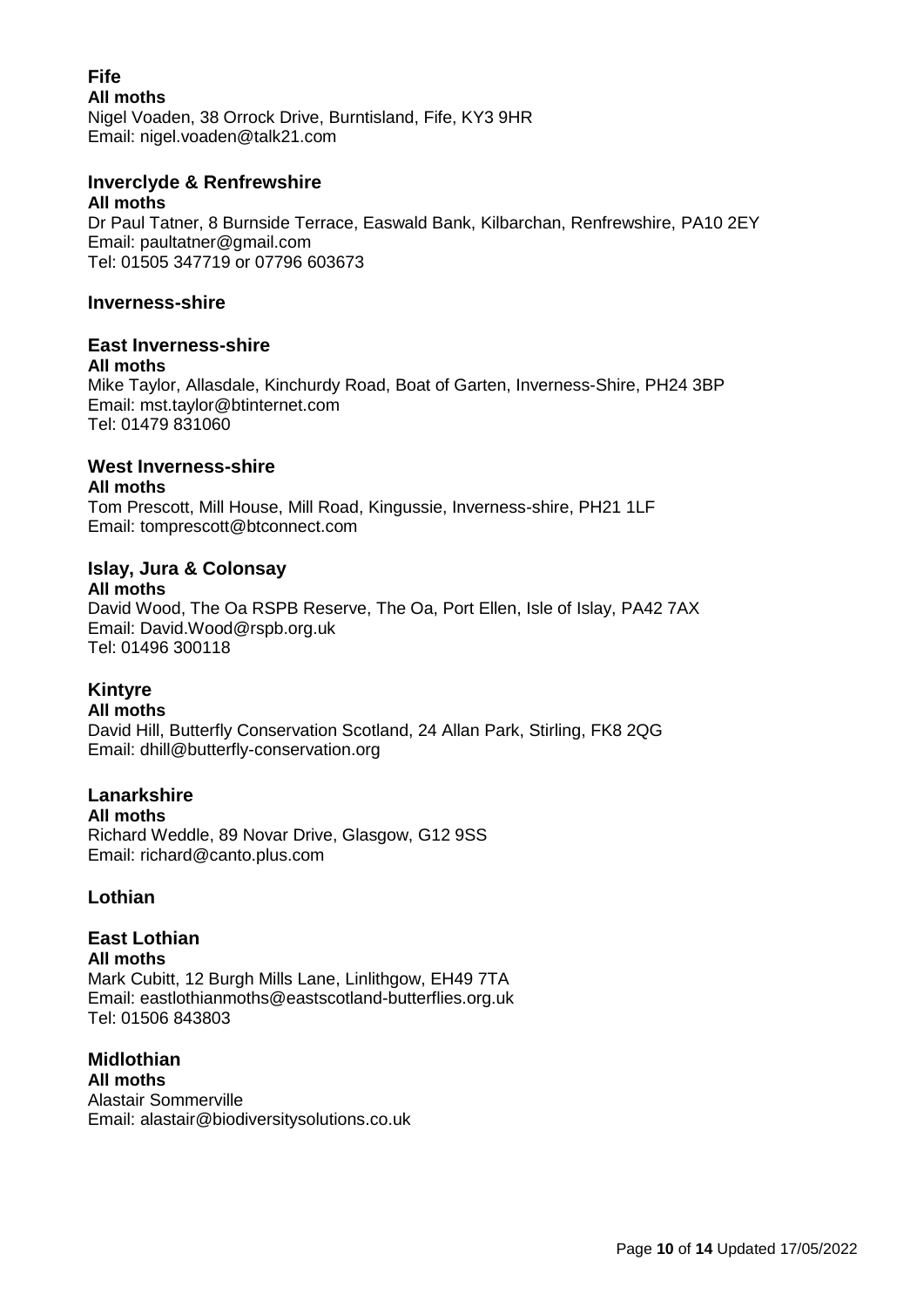## Fife

**All moths**

Nigel Voaden, 38 Orrock Drive, Burntisland, Fife, KY3 9HR
Email: nigel.voaden@talk21.com

## Inverclyde & Renfrewshire

**All moths**

Dr Paul Tatner, 8 Burnside Terrace, Easwald Bank, Kilbarchan, Renfrewshire, PA10 2EY
Email: paultatner@gmail.com
Tel: 01505 347719 or 07796 603673

## Inverness-shire

## East Inverness-shire

**All moths**

Mike Taylor, Allasdale, Kinchurdy Road, Boat of Garten, Inverness-Shire, PH24 3BP
Email: mst.taylor@btinternet.com
Tel: 01479 831060

## West Inverness-shire

**All moths**

Tom Prescott, Mill House, Mill Road, Kingussie, Inverness-shire, PH21 1LF
Email: tomprescott@btconnect.com

## Islay, Jura & Colonsay

**All moths**

David Wood, The Oa RSPB Reserve, The Oa, Port Ellen, Isle of Islay, PA42 7AX
Email: David.Wood@rspb.org.uk
Tel: 01496 300118

## Kintyre

**All moths**

David Hill, Butterfly Conservation Scotland, 24 Allan Park, Stirling, FK8 2QG
Email: dhill@butterfly-conservation.org

## Lanarkshire

**All moths**

Richard Weddle, 89 Novar Drive, Glasgow, G12 9SS
Email: richard@canto.plus.com

## Lothian

## East Lothian

**All moths**

Mark Cubitt, 12 Burgh Mills Lane, Linlithgow, EH49 7TA
Email: eastlothianmoths@eastscotland-butterflies.org.uk
Tel: 01506 843803

## Midlothian

**All moths**

Alastair Sommerville
Email: alastair@biodiversitysolutions.co.uk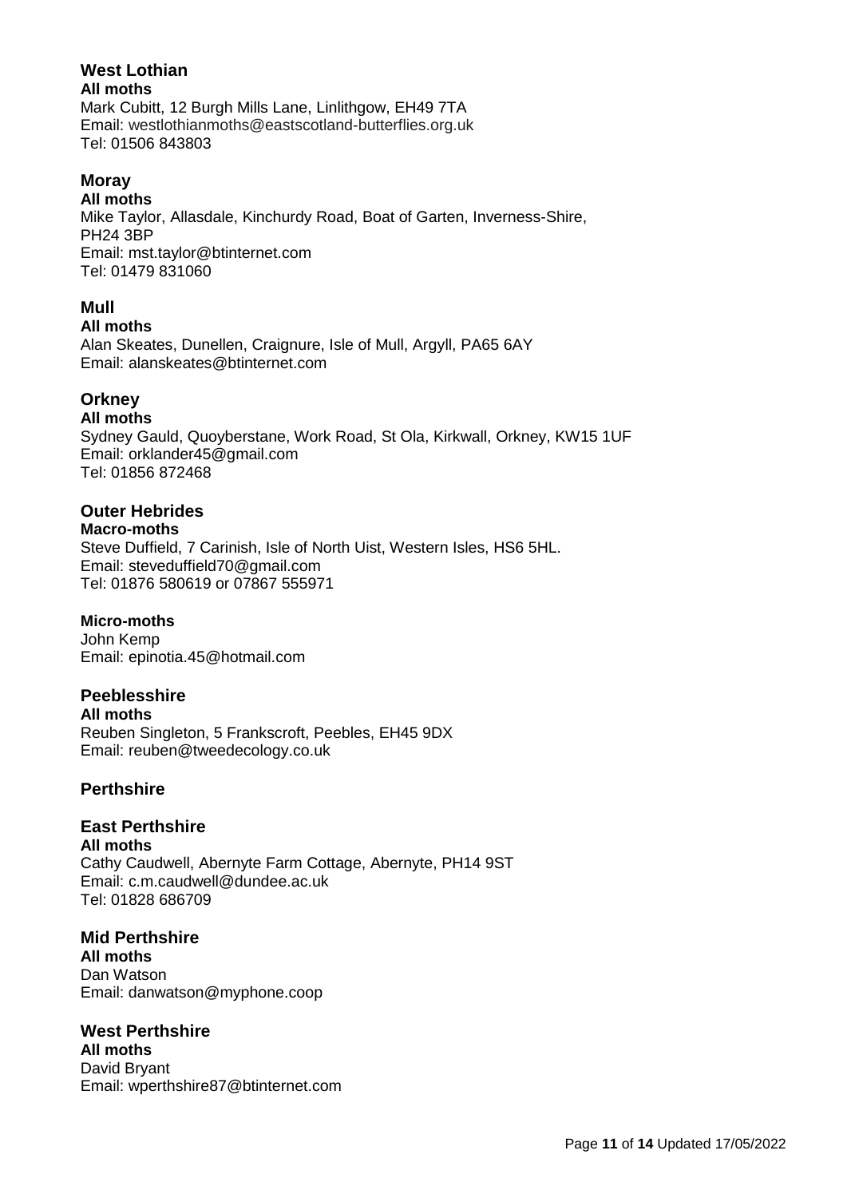## West Lothian

**All moths**

Mark Cubitt, 12 Burgh Mills Lane, Linlithgow, EH49 7TA
Email: westlothianmoths@eastscotland-butterflies.org.uk
Tel: 01506 843803

## Moray

**All moths**

Mike Taylor, Allasdale, Kinchurdy Road, Boat of Garten, Inverness-Shire, PH24 3BP
Email: mst.taylor@btinternet.com
Tel: 01479 831060

## Mull

**All moths**

Alan Skeates, Dunellen, Craignure, Isle of Mull, Argyll, PA65 6AY
Email: alanskeates@btinternet.com

## Orkney

**All moths**

Sydney Gauld, Quoyberstane, Work Road, St Ola, Kirkwall, Orkney, KW15 1UF
Email: orklander45@gmail.com
Tel: 01856 872468

## Outer Hebrides

**Macro-moths**

Steve Duffield, 7 Carinish, Isle of North Uist, Western Isles, HS6 5HL.
Email: steveduffield70@gmail.com
Tel: 01876 580619 or 07867 555971

**Micro-moths**

John Kemp
Email: epinotia.45@hotmail.com

## Peeblesshire

**All moths**

Reuben Singleton, 5 Frankscroft, Peebles, EH45 9DX
Email: reuben@tweedecology.co.uk

## Perthshire

## East Perthshire

**All moths**

Cathy Caudwell, Abernyte Farm Cottage, Abernyte, PH14 9ST
Email: c.m.caudwell@dundee.ac.uk
Tel: 01828 686709

## Mid Perthshire

**All moths**

Dan Watson
Email: danwatson@myphone.coop

## West Perthshire

**All moths**

David Bryant
Email: wperthshire87@btinternet.com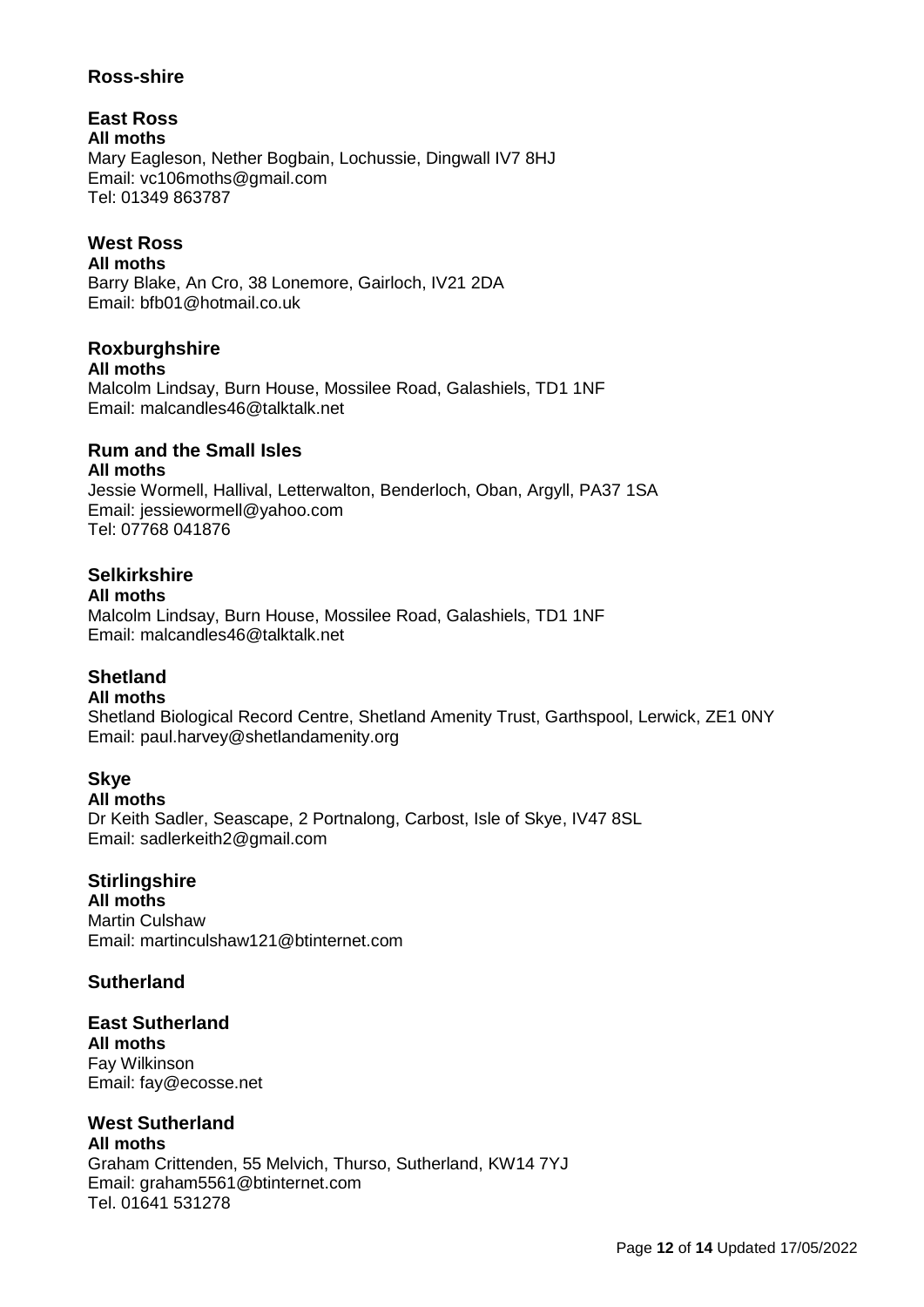## Ross-shire

### East Ross

**All moths**
Mary Eagleson, Nether Bogbain, Lochussie, Dingwall IV7 8HJ
Email: vc106moths@gmail.com
Tel: 01349 863787

### West Ross

**All moths**
Barry Blake, An Cro, 38 Lonemore, Gairloch, IV21 2DA
Email: bfb01@hotmail.co.uk

## Roxburghshire

**All moths**
Malcolm Lindsay, Burn House, Mossilee Road, Galashiels, TD1 1NF
Email: malcandles46@talktalk.net

## Rum and the Small Isles

**All moths**
Jessie Wormell, Hallival, Letterwalton, Benderloch, Oban, Argyll, PA37 1SA
Email: jessiewormell@yahoo.com
Tel: 07768 041876

## Selkirkshire

**All moths**
Malcolm Lindsay, Burn House, Mossilee Road, Galashiels, TD1 1NF
Email: malcandles46@talktalk.net

## Shetland

**All moths**
Shetland Biological Record Centre, Shetland Amenity Trust, Garthspool, Lerwick, ZE1 0NY
Email: paul.harvey@shetlandamenity.org

## Skye

**All moths**
Dr Keith Sadler, Seascape, 2 Portnalong, Carbost, Isle of Skye, IV47 8SL
Email: sadlerkeith2@gmail.com

## Stirlingshire

**All moths**
Martin Culshaw
Email: martinculshaw121@btinternet.com

## Sutherland

### East Sutherland

**All moths**
Fay Wilkinson
Email: fay@ecosse.net

### West Sutherland

**All moths**
Graham Crittenden, 55 Melvich, Thurso, Sutherland, KW14 7YJ
Email: graham5561@btinternet.com
Tel. 01641 531278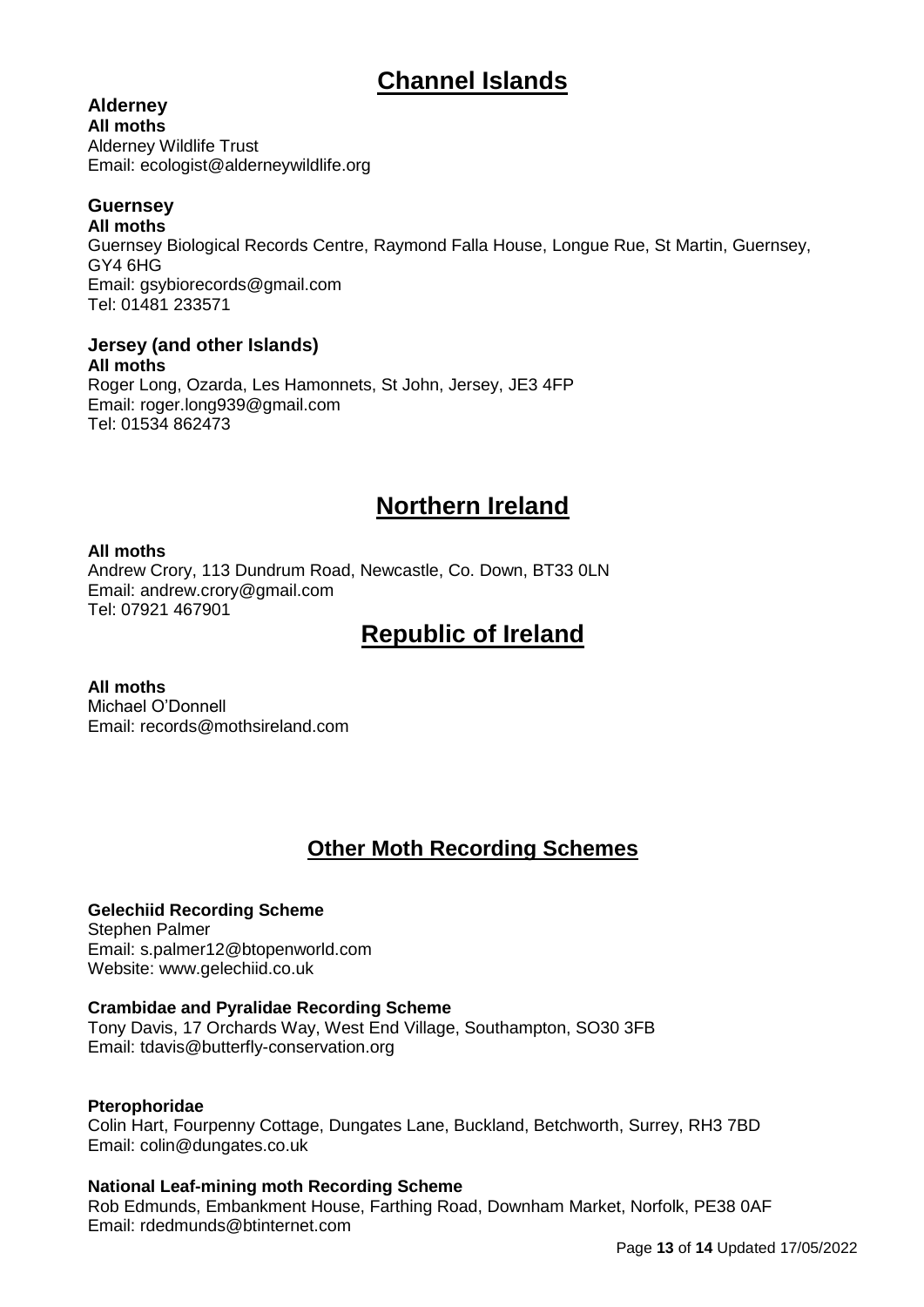## Channel Islands

### Alderney

**All moths**
Alderney Wildlife Trust
Email: ecologist@alderneywildlife.org

### Guernsey

**All moths**
Guernsey Biological Records Centre, Raymond Falla House, Longue Rue, St Martin, Guernsey, GY4 6HG
Email: gsybiorecords@gmail.com
Tel: 01481 233571

### Jersey (and other Islands)

**All moths**
Roger Long, Ozarda, Les Hamonnets, St John, Jersey, JE3 4FP
Email: roger.long939@gmail.com
Tel: 01534 862473

## Northern Ireland

**All moths**
Andrew Crory, 113 Dundrum Road, Newcastle, Co. Down, BT33 0LN
Email: andrew.crory@gmail.com
Tel: 07921 467901

## Republic of Ireland

**All moths**
Michael O'Donnell
Email: records@mothsireland.com

## Other Moth Recording Schemes

**Gelechiid Recording Scheme**
Stephen Palmer
Email: s.palmer12@btopenworld.com
Website: www.gelechiid.co.uk

**Crambidae and Pyralidae Recording Scheme**
Tony Davis, 17 Orchards Way, West End Village, Southampton, SO30 3FB
Email: tdavis@butterfly-conservation.org

**Pterophoridae**
Colin Hart, Fourpenny Cottage, Dungates Lane, Buckland, Betchworth, Surrey, RH3 7BD
Email: colin@dungates.co.uk

**National Leaf-mining moth Recording Scheme**
Rob Edmunds, Embankment House, Farthing Road, Downham Market, Norfolk, PE38 0AF
Email: rdedmunds@btinternet.com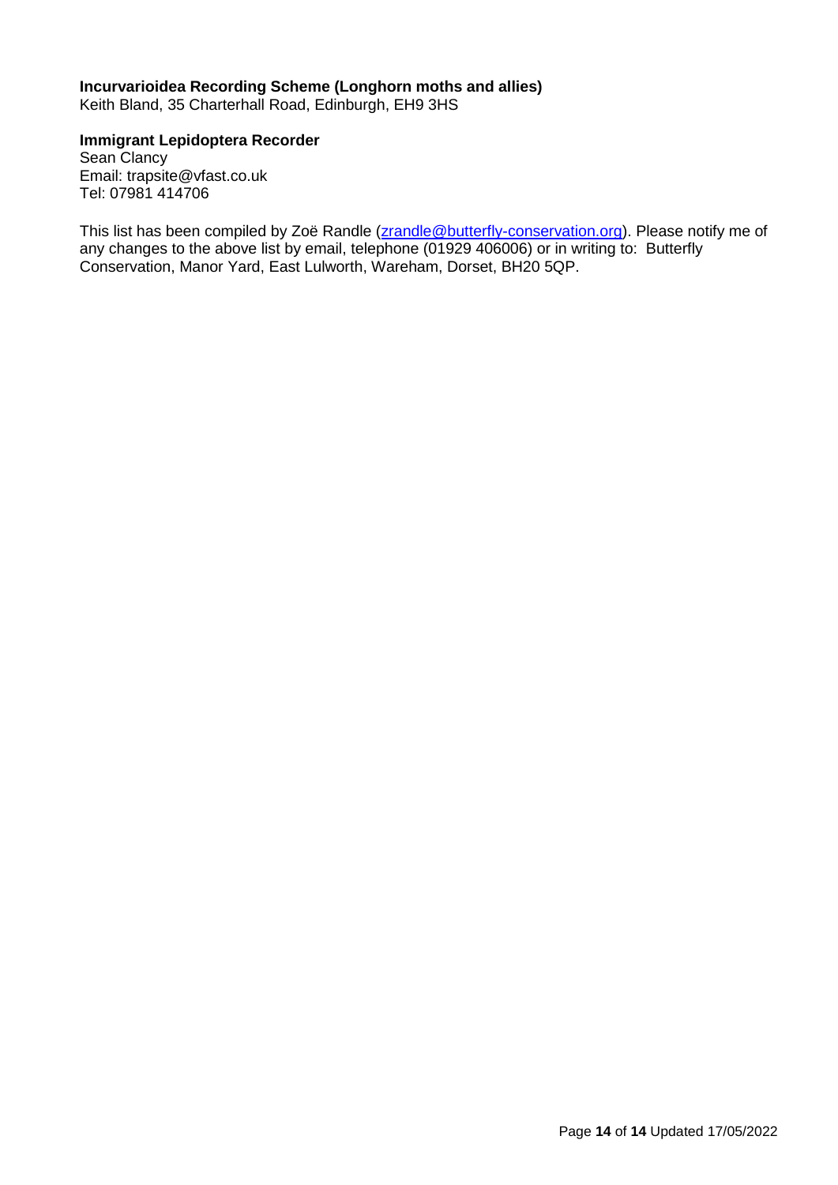**Incurvarioidea Recording Scheme (Longhorn moths and allies)**
Keith Bland, 35 Charterhall Road, Edinburgh, EH9 3HS

**Immigrant Lepidoptera Recorder**
Sean Clancy
Email: trapsite@vfast.co.uk
Tel: 07981 414706

This list has been compiled by Zoë Randle (zrandle@butterfly-conservation.org). Please notify me of any changes to the above list by email, telephone (01929 406006) or in writing to: Butterfly Conservation, Manor Yard, East Lulworth, Wareham, Dorset, BH20 5QP.

Updated 17/05/2022